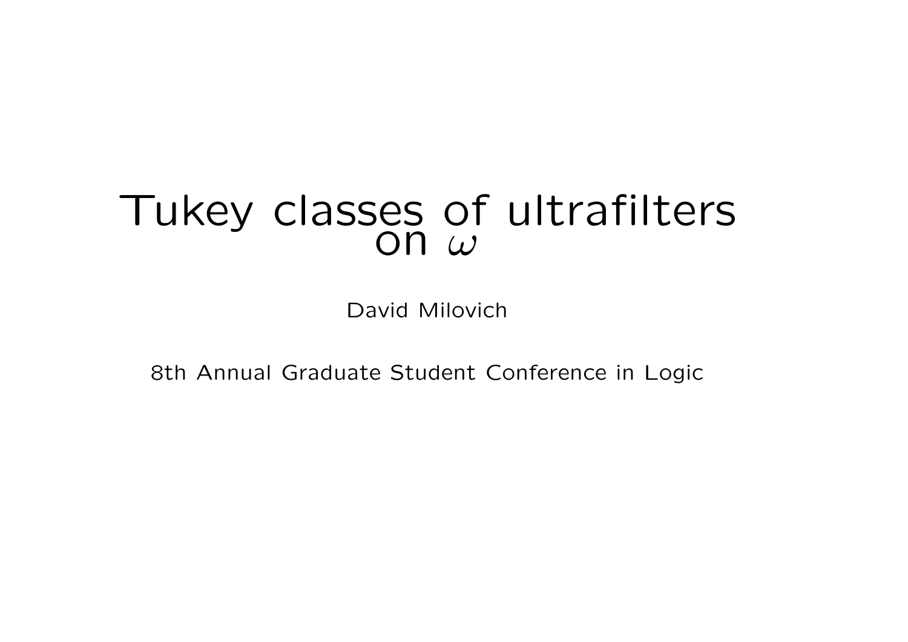# Tukey classes of ultrafilters on $\omega$

David Milovich

8th Annual Graduate Student Conference in Logic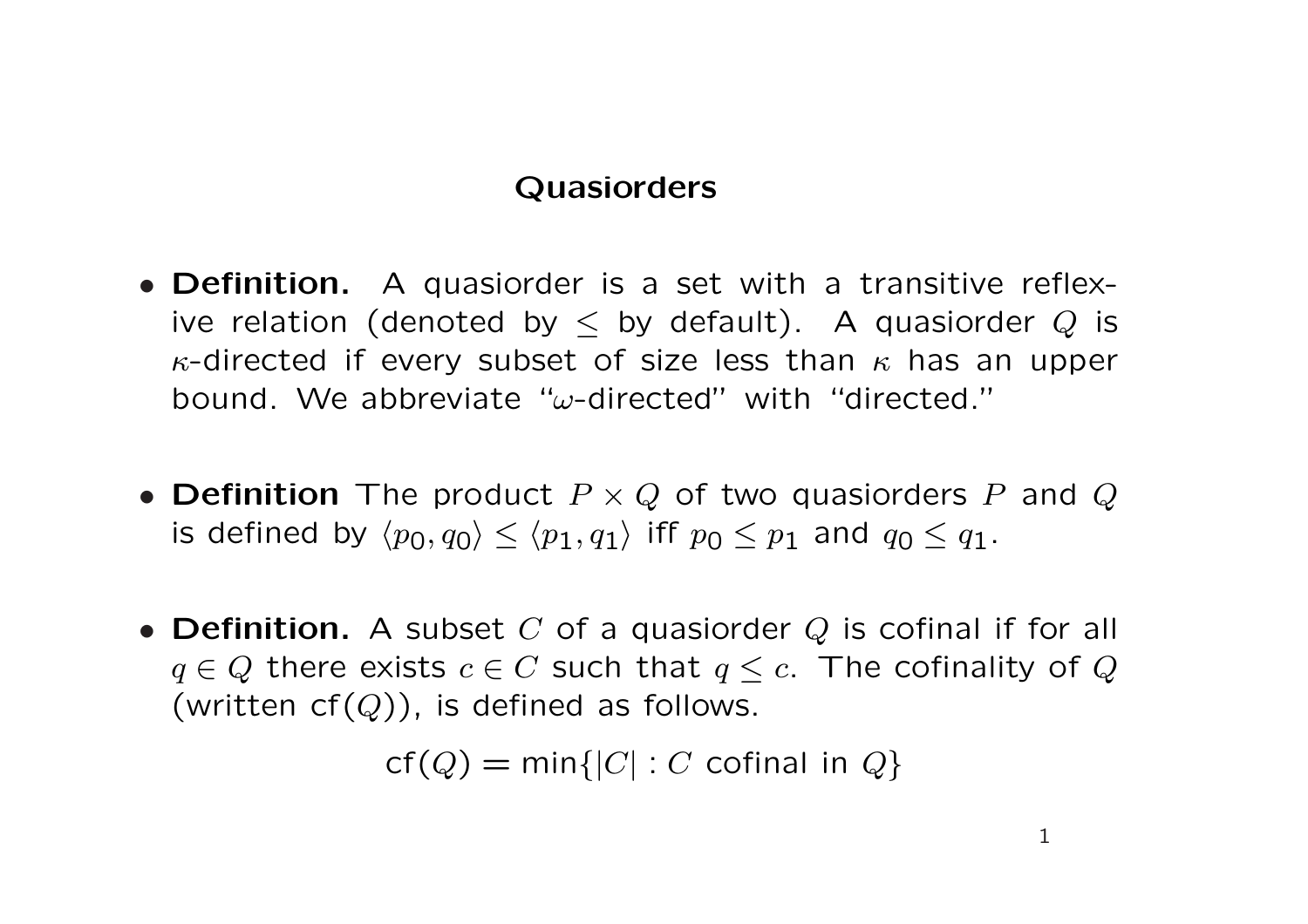## Quasiorders

- **Definition.** A quasiorder is a set with a transitive reflexive relation (denoted by $\leq$ by default). A quasiorder $Q$ is $\kappa$-directed if every subset of size less than $\kappa$ has an upper bound. We abbreviate "$\omega$-directed" with "directed."

- **Definition** The product $P \times Q$ of two quasiorders $P$ and $Q$ is defined by $\langle p_0, q_0 \rangle \leq \langle p_1, q_1 \rangle$ iff $p_0 \leq p_1$ and $q_0 \leq q_1$.

- **Definition.** A subset $C$ of a quasiorder $Q$ is cofinal if for all $q \in Q$ there exists $c \in C$ such that $q \leq c$. The cofinality of $Q$ (written $\mathrm{cf}(Q)$), is defined as follows.

$$\mathrm{cf}(Q) = \min\{|C| : C \text{ cofinal in } Q\}$$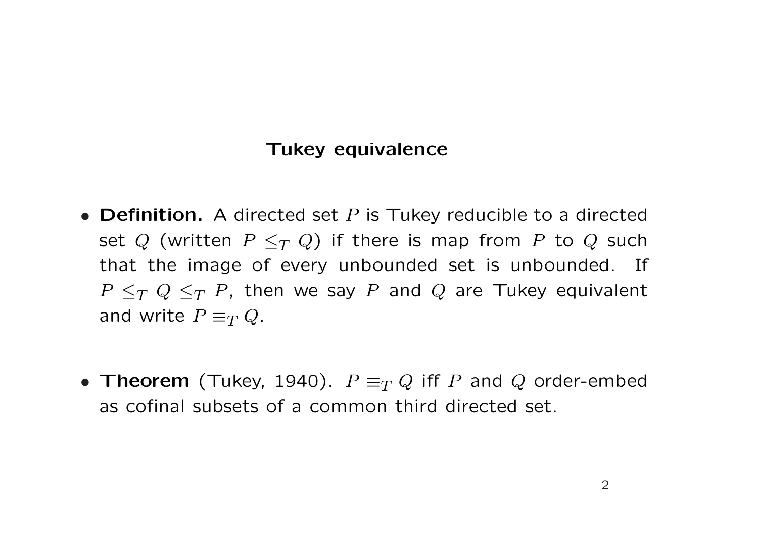## Tukey equivalence

- **Definition.** A directed set $P$ is Tukey reducible to a directed set $Q$ (written $P \leq_T Q$) if there is map from $P$ to $Q$ such that the image of every unbounded set is unbounded. If $P \leq_T Q \leq_T P$, then we say $P$ and $Q$ are Tukey equivalent and write $P \equiv_T Q$.

- **Theorem** (Tukey, 1940). $P \equiv_T Q$ iff $P$ and $Q$ order-embed as cofinal subsets of a common third directed set.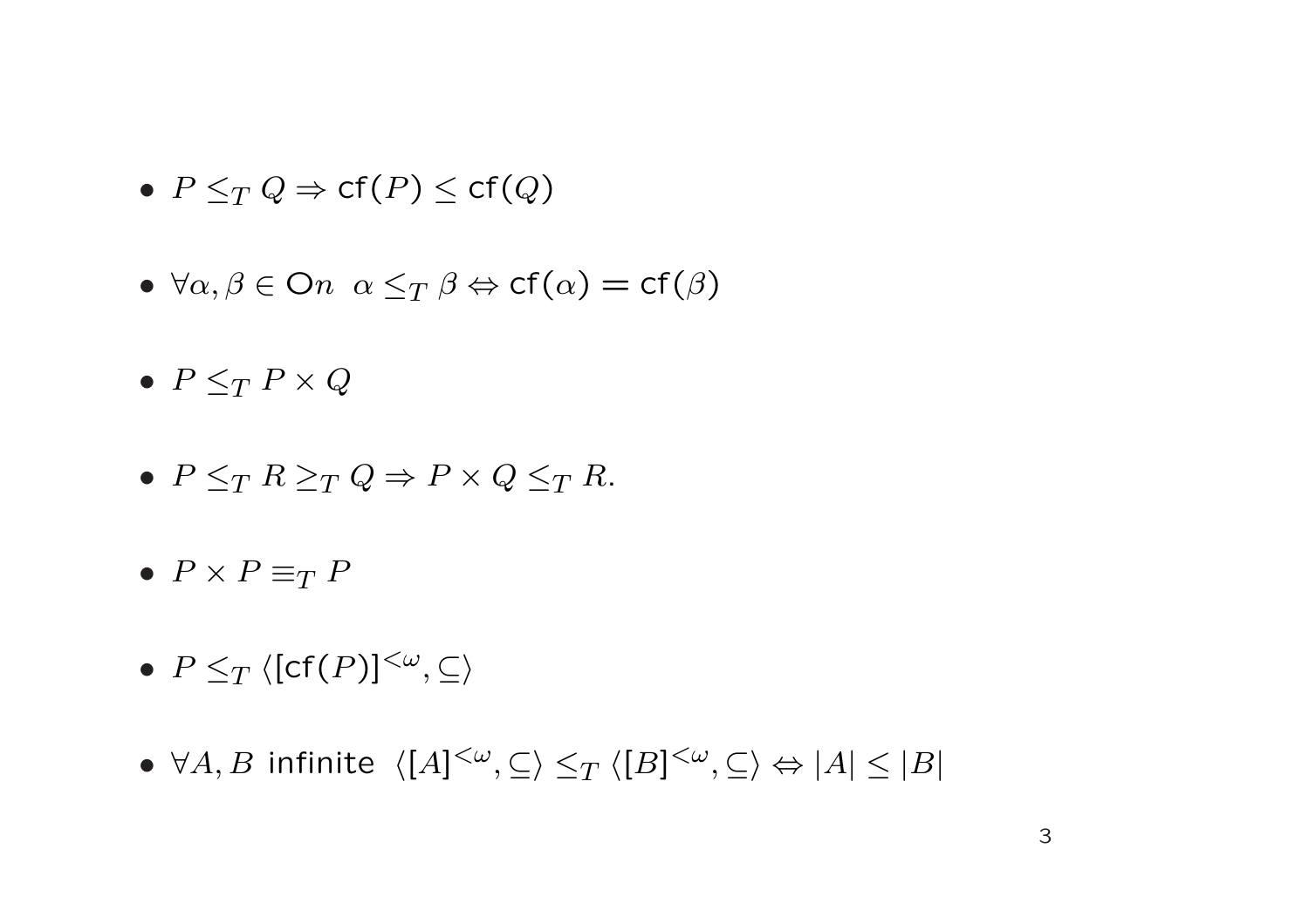- $P \leq_T Q \Rightarrow \mathsf{cf}(P) \leq \mathsf{cf}(Q)$

- $\forall \alpha, \beta \in \mathsf{O}n \;\; \alpha \leq_T \beta \Leftrightarrow \mathsf{cf}(\alpha) = \mathsf{cf}(\beta)$

- $P \leq_T P \times Q$

- $P \leq_T R \geq_T Q \Rightarrow P \times Q \leq_T R.$

- $P \times P \equiv_T P$

- $P \leq_T \langle [\mathsf{cf}(P)]^{<\omega}, \subseteq \rangle$

- $\forall A, B$ infinite $\langle [A]^{<\omega}, \subseteq \rangle \leq_T \langle [B]^{<\omega}, \subseteq \rangle \Leftrightarrow |A| \leq |B|$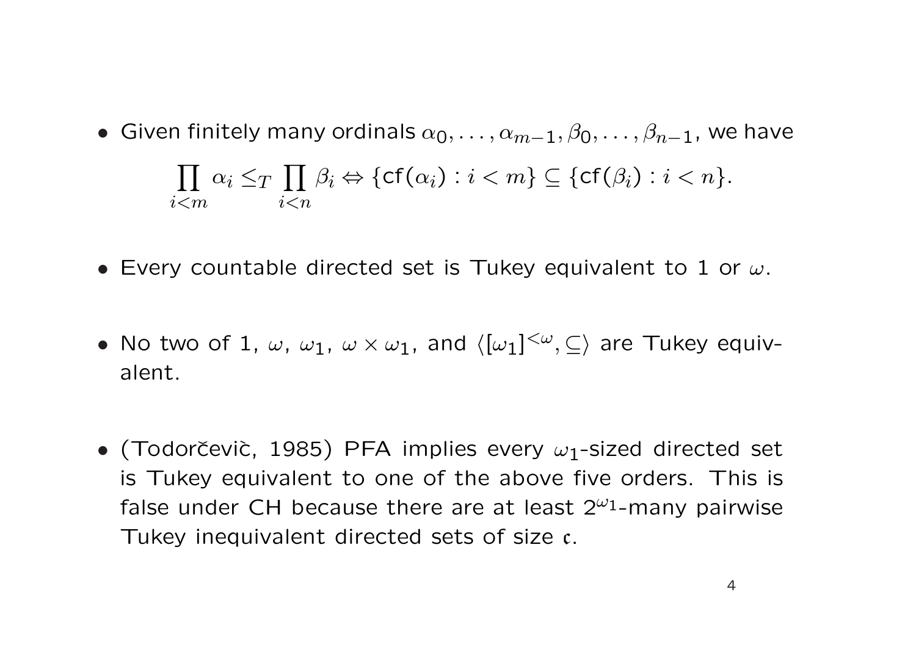- Given finitely many ordinals $\alpha_0, \ldots, \alpha_{m-1}, \beta_0, \ldots, \beta_{n-1}$, we have

$$\prod_{i<m} \alpha_i \leq_T \prod_{i<n} \beta_i \Leftrightarrow \{\mathsf{cf}(\alpha_i) : i < m\} \subseteq \{\mathsf{cf}(\beta_i) : i < n\}.$$

- Every countable directed set is Tukey equivalent to 1 or $\omega$.

- No two of 1, $\omega$, $\omega_1$, $\omega \times \omega_1$, and $\langle [\omega_1]^{<\omega}, \subseteq \rangle$ are Tukey equivalent.

- (Todorčevič, 1985) PFA implies every $\omega_1$-sized directed set is Tukey equivalent to one of the above five orders. This is false under CH because there are at least $2^{\omega_1}$-many pairwise Tukey inequivalent directed sets of size $\mathfrak{c}$.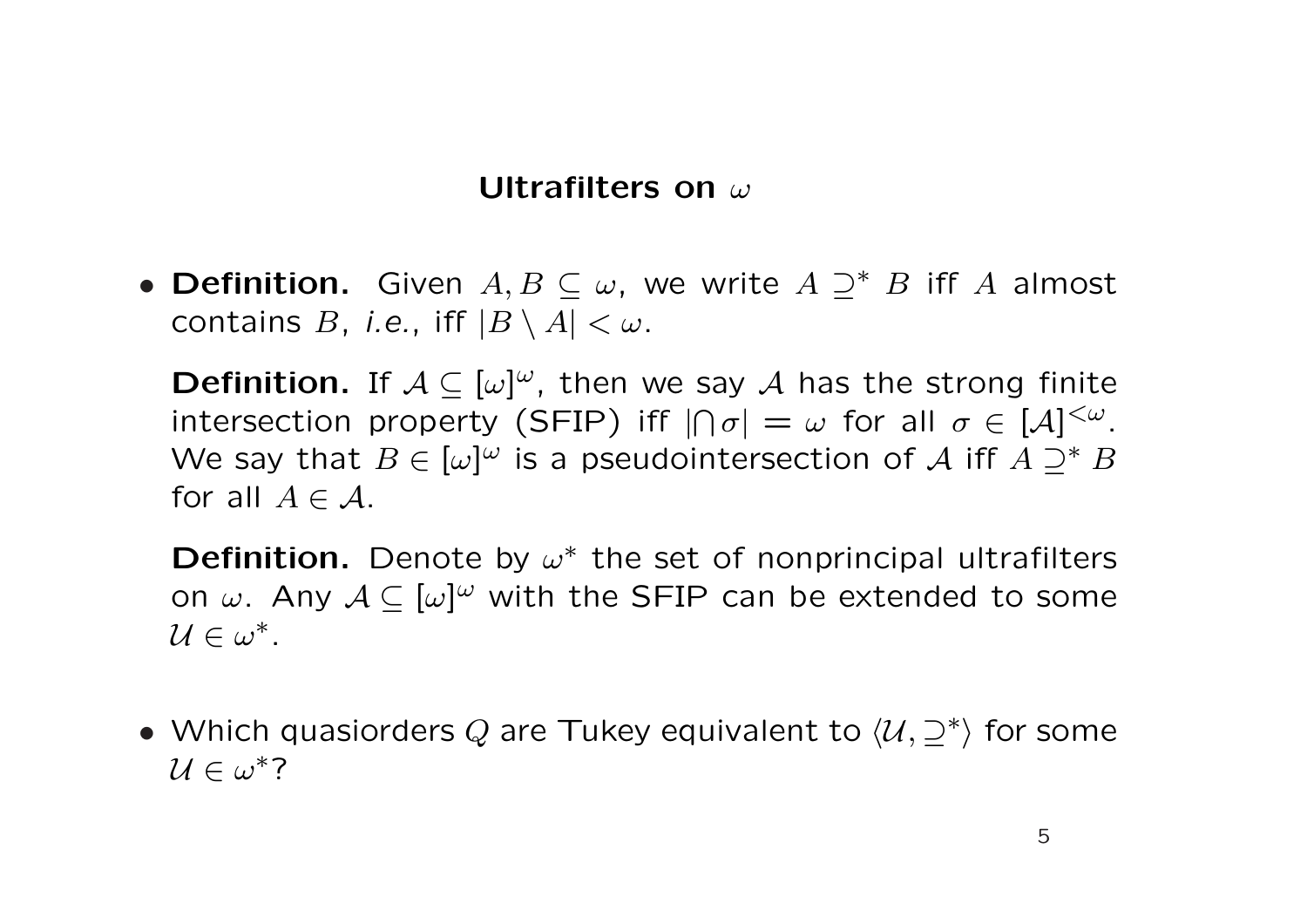## Ultrafilters on $\omega$

- **Definition.** Given $A, B \subseteq \omega$, we write $A \supseteq^* B$ iff $A$ almost contains $B$, *i.e.*, iff $|B \setminus A| < \omega$.

  **Definition.** If $\mathcal{A} \subseteq [\omega]^\omega$, then we say $\mathcal{A}$ has the strong finite intersection property (SFIP) iff $|\bigcap \sigma| = \omega$ for all $\sigma \in [\mathcal{A}]^{<\omega}$. We say that $B \in [\omega]^\omega$ is a pseudointersection of $\mathcal{A}$ iff $A \supseteq^* B$ for all $A \in \mathcal{A}$.

  **Definition.** Denote by $\omega^*$ the set of nonprincipal ultrafilters on $\omega$. Any $\mathcal{A} \subseteq [\omega]^\omega$ with the SFIP can be extended to some $\mathcal{U} \in \omega^*$.

- Which quasiorders $Q$ are Tukey equivalent to $\langle \mathcal{U}, \supseteq^* \rangle$ for some $\mathcal{U} \in \omega^*$?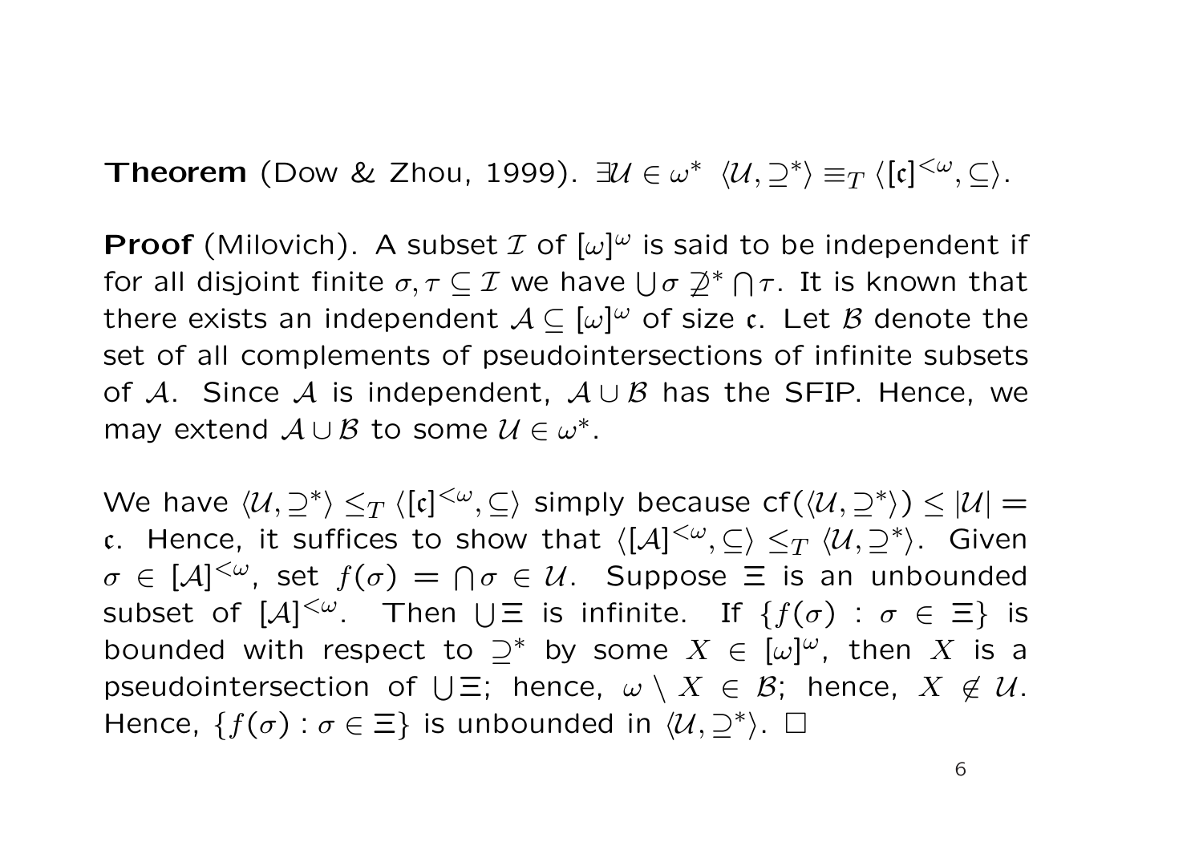**Theorem** (Dow & Zhou, 1999). $\exists \mathcal{U} \in \omega^* \ \langle \mathcal{U}, \supseteq^* \rangle \equiv_T \langle [\mathfrak{c}]^{<\omega}, \subseteq \rangle$.

**Proof** (Milovich). A subset $\mathcal{I}$ of $[\omega]^\omega$ is said to be independent if for all disjoint finite $\sigma, \tau \subseteq \mathcal{I}$ we have $\bigcup \sigma \not\supseteq^* \bigcap \tau$. It is known that there exists an independent $\mathcal{A} \subseteq [\omega]^\omega$ of size $\mathfrak{c}$. Let $\mathcal{B}$ denote the set of all complements of pseudointersections of infinite subsets of $\mathcal{A}$. Since $\mathcal{A}$ is independent, $\mathcal{A} \cup \mathcal{B}$ has the SFIP. Hence, we may extend $\mathcal{A} \cup \mathcal{B}$ to some $\mathcal{U} \in \omega^*$.

We have $\langle \mathcal{U}, \supseteq^* \rangle \leq_T \langle [\mathfrak{c}]^{<\omega}, \subseteq \rangle$ simply because $\mathrm{cf}(\langle \mathcal{U}, \supseteq^* \rangle) \leq |\mathcal{U}| = \mathfrak{c}$. Hence, it suffices to show that $\langle [\mathcal{A}]^{<\omega}, \subseteq \rangle \leq_T \langle \mathcal{U}, \supseteq^* \rangle$. Given $\sigma \in [\mathcal{A}]^{<\omega}$, set $f(\sigma) = \bigcap \sigma \in \mathcal{U}$. Suppose $\Xi$ is an unbounded subset of $[\mathcal{A}]^{<\omega}$. Then $\bigcup \Xi$ is infinite. If $\{f(\sigma) : \sigma \in \Xi\}$ is bounded with respect to $\supseteq^*$ by some $X \in [\omega]^\omega$, then $X$ is a pseudointersection of $\bigcup \Xi$; hence, $\omega \setminus X \in \mathcal{B}$; hence, $X \notin \mathcal{U}$. Hence, $\{f(\sigma) : \sigma \in \Xi\}$ is unbounded in $\langle \mathcal{U}, \supseteq^* \rangle$. $\square$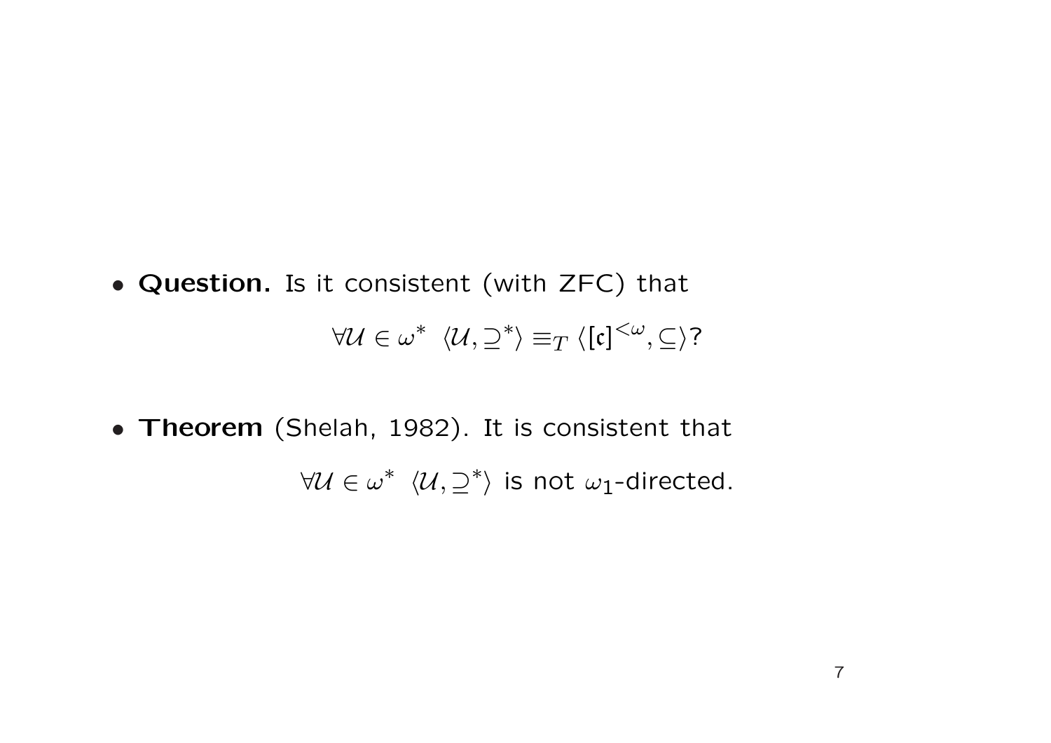- **Question.** Is it consistent (with ZFC) that

$$\forall \mathcal{U} \in \omega^* \ \ \langle \mathcal{U}, \supseteq^* \rangle \equiv_T \langle [\mathfrak{c}]^{<\omega}, \subseteq \rangle?$$

- **Theorem** (Shelah, 1982). It is consistent that

$$\forall \mathcal{U} \in \omega^* \ \ \langle \mathcal{U}, \supseteq^* \rangle \text{ is not } \omega_1\text{-directed.}$$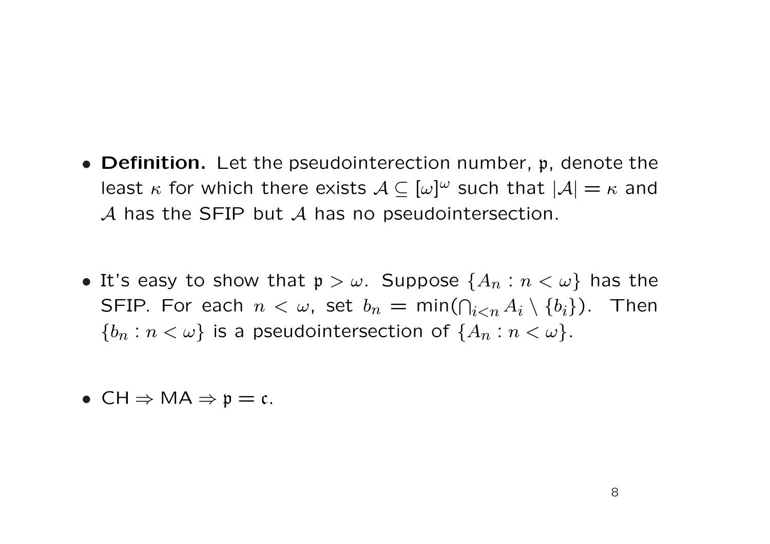- **Definition.** Let the pseudointerection number, $\mathfrak{p}$, denote the least $\kappa$ for which there exists $\mathcal{A} \subseteq [\omega]^\omega$ such that $|\mathcal{A}| = \kappa$ and $\mathcal{A}$ has the SFIP but $\mathcal{A}$ has no pseudointersection.

- It's easy to show that $\mathfrak{p} > \omega$. Suppose $\{A_n : n < \omega\}$ has the SFIP. For each $n < \omega$, set $b_n = \min(\bigcap_{i<n} A_i \setminus \{b_i\})$. Then $\{b_n : n < \omega\}$ is a pseudointersection of $\{A_n : n < \omega\}$.

- $\mathsf{CH} \Rightarrow \mathsf{MA} \Rightarrow \mathfrak{p} = \mathfrak{c}$.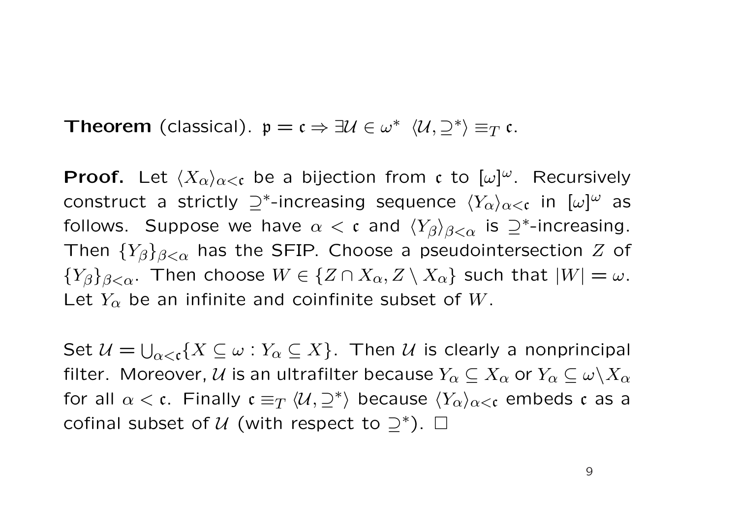**Theorem** (classical). $\mathfrak{p} = \mathfrak{c} \Rightarrow \exists \mathcal{U} \in \omega^* \ \langle \mathcal{U}, \supseteq^* \rangle \equiv_T \mathfrak{c}$.

**Proof.** Let $\langle X_\alpha \rangle_{\alpha<\mathfrak{c}}$ be a bijection from $\mathfrak{c}$ to $[\omega]^\omega$. Recursively construct a strictly $\supseteq^*$-increasing sequence $\langle Y_\alpha \rangle_{\alpha<\mathfrak{c}}$ in $[\omega]^\omega$ as follows. Suppose we have $\alpha < \mathfrak{c}$ and $\langle Y_\beta \rangle_{\beta<\alpha}$ is $\supseteq^*$-increasing. Then $\{Y_\beta\}_{\beta<\alpha}$ has the SFIP. Choose a pseudointersection $Z$ of $\{Y_\beta\}_{\beta<\alpha}$. Then choose $W \in \{Z \cap X_\alpha, Z \setminus X_\alpha\}$ such that $|W| = \omega$. Let $Y_\alpha$ be an infinite and coinfinite subset of $W$.

Set $\mathcal{U} = \bigcup_{\alpha<\mathfrak{c}} \{X \subseteq \omega : Y_\alpha \subseteq X\}$. Then $\mathcal{U}$ is clearly a nonprincipal filter. Moreover, $\mathcal{U}$ is an ultrafilter because $Y_\alpha \subseteq X_\alpha$ or $Y_\alpha \subseteq \omega \setminus X_\alpha$ for all $\alpha < \mathfrak{c}$. Finally $\mathfrak{c} \equiv_T \langle \mathcal{U}, \supseteq^* \rangle$ because $\langle Y_\alpha \rangle_{\alpha<\mathfrak{c}}$ embeds $\mathfrak{c}$ as a cofinal subset of $\mathcal{U}$ (with respect to $\supseteq^*$). $\square$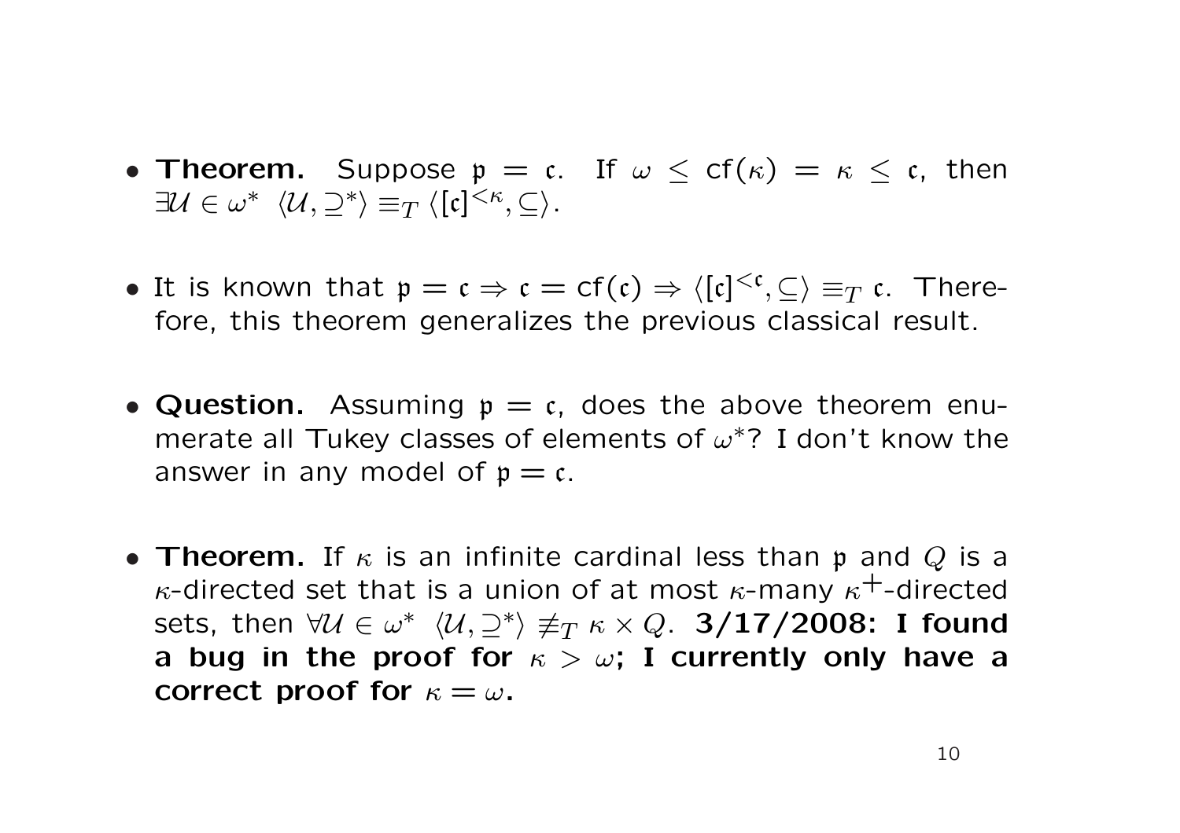- **Theorem.** Suppose $\mathfrak{p} = \mathfrak{c}$. If $\omega \leq \mathrm{cf}(\kappa) = \kappa \leq \mathfrak{c}$, then $\exists \mathcal{U} \in \omega^* \ \langle \mathcal{U}, \supseteq^* \rangle \equiv_T \langle [\mathfrak{c}]^{<\kappa}, \subseteq \rangle$.

- It is known that $\mathfrak{p} = \mathfrak{c} \Rightarrow \mathfrak{c} = \mathrm{cf}(\mathfrak{c}) \Rightarrow \langle [\mathfrak{c}]^{<\mathfrak{c}}, \subseteq \rangle \equiv_T \mathfrak{c}$. Therefore, this theorem generalizes the previous classical result.

- **Question.** Assuming $\mathfrak{p} = \mathfrak{c}$, does the above theorem enumerate all Tukey classes of elements of $\omega^*$? I don't know the answer in any model of $\mathfrak{p} = \mathfrak{c}$.

- **Theorem.** If $\kappa$ is an infinite cardinal less than $\mathfrak{p}$ and $Q$ is a $\kappa$-directed set that is a union of at most $\kappa$-many $\kappa^+$-directed sets, then $\forall \mathcal{U} \in \omega^* \ \langle \mathcal{U}, \supseteq^* \rangle \not\equiv_T \kappa \times Q$. **3/17/2008: I found a bug in the proof for $\kappa > \omega$; I currently only have a correct proof for $\kappa = \omega$.**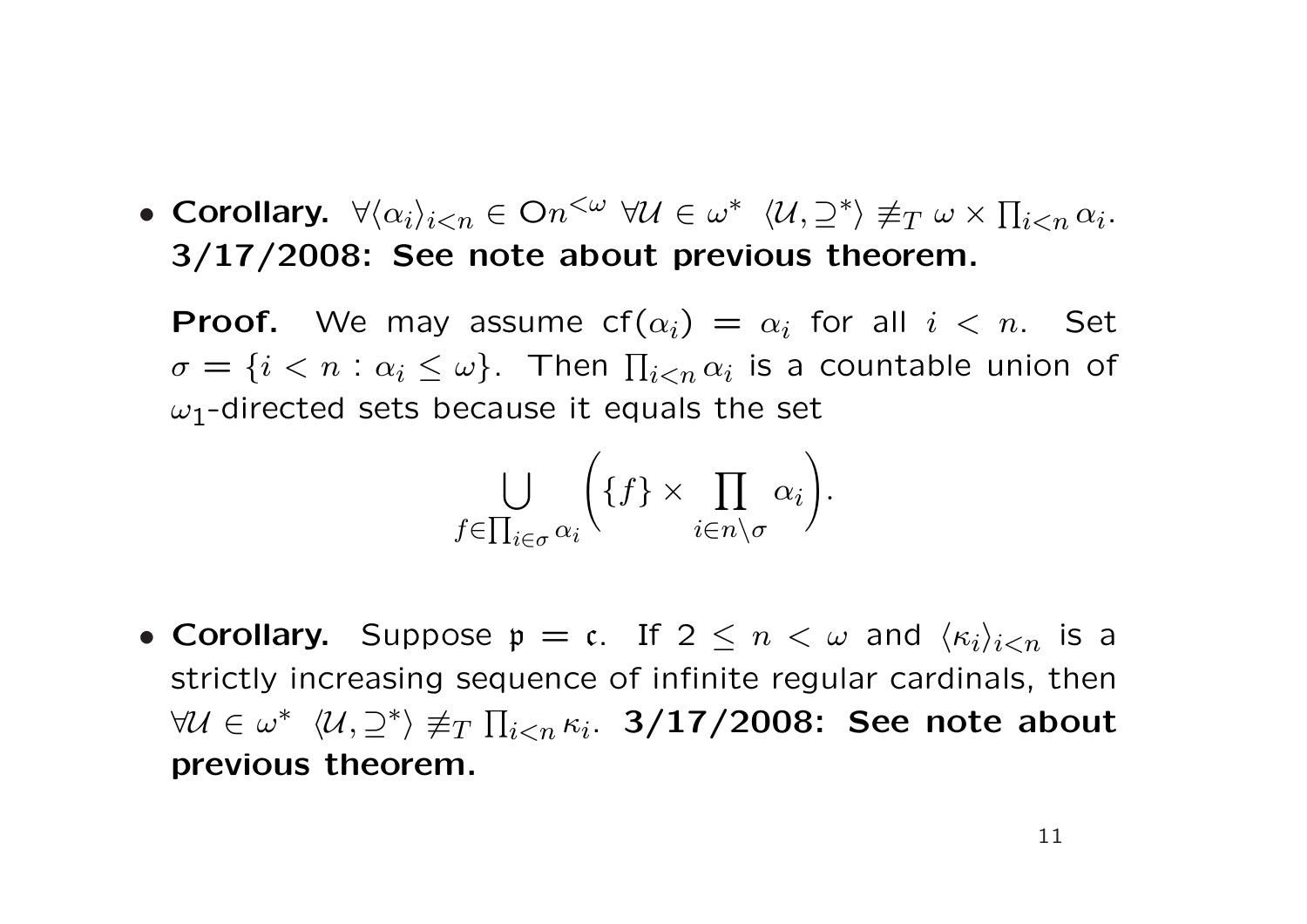- **Corollary.** $\forall \langle \alpha_i \rangle_{i<n} \in \mathrm{O}n^{<\omega}$ $\forall \mathcal{U} \in \omega^*$ $\langle \mathcal{U}, \supseteq^* \rangle \not\equiv_T \omega \times \prod_{i<n} \alpha_i$. **3/17/2008: See note about previous theorem.**

  **Proof.** We may assume $\mathrm{cf}(\alpha_i) = \alpha_i$ for all $i < n$. Set $\sigma = \{i < n : \alpha_i \leq \omega\}$. Then $\prod_{i<n} \alpha_i$ is a countable union of $\omega_1$-directed sets because it equals the set

$$\bigcup_{f \in \prod_{i \in \sigma} \alpha_i} \left( \{f\} \times \prod_{i \in n \setminus \sigma} \alpha_i \right).$$

- **Corollary.** Suppose $\mathfrak{p} = \mathfrak{c}$. If $2 \leq n < \omega$ and $\langle \kappa_i \rangle_{i<n}$ is a strictly increasing sequence of infinite regular cardinals, then $\forall \mathcal{U} \in \omega^*$ $\langle \mathcal{U}, \supseteq^* \rangle \not\equiv_T \prod_{i<n} \kappa_i$. **3/17/2008: See note about previous theorem.**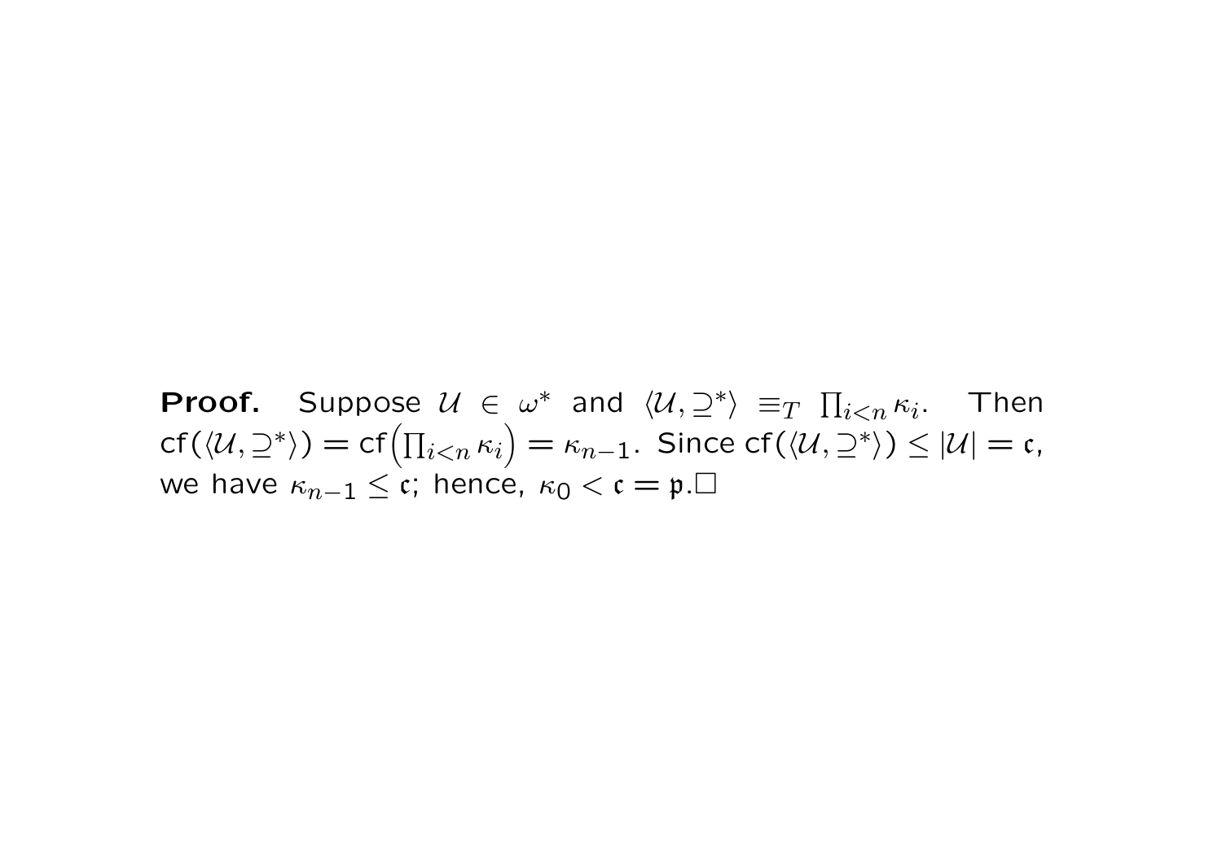**Proof.** Suppose $\mathcal{U} \in \omega^*$ and $\langle \mathcal{U}, \supseteq^* \rangle \equiv_T \prod_{i<n} \kappa_i$. Then $\mathsf{cf}(\langle \mathcal{U}, \supseteq^* \rangle) = \mathsf{cf}\Big(\prod_{i<n} \kappa_i\Big) = \kappa_{n-1}$. Since $\mathsf{cf}(\langle \mathcal{U}, \supseteq^* \rangle) \leq |\mathcal{U}| = \mathfrak{c}$, we have $\kappa_{n-1} \leq \mathfrak{c}$; hence, $\kappa_0 < \mathfrak{c} = \mathfrak{p}$.$\Box$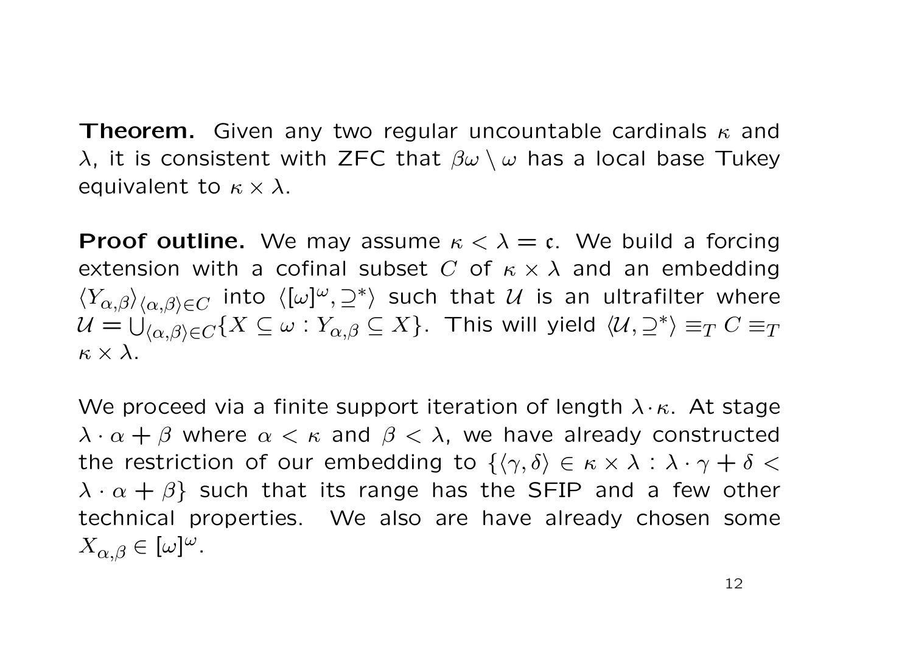**Theorem.** Given any two regular uncountable cardinals $\kappa$ and $\lambda$, it is consistent with ZFC that $\beta\omega \setminus \omega$ has a local base Tukey equivalent to $\kappa \times \lambda$.

**Proof outline.** We may assume $\kappa < \lambda = \mathfrak{c}$. We build a forcing extension with a cofinal subset $C$ of $\kappa \times \lambda$ and an embedding $\langle Y_{\alpha,\beta} \rangle_{\langle \alpha,\beta \rangle \in C}$ into $\langle [\omega]^\omega, \supseteq^* \rangle$ such that $\mathcal{U}$ is an ultrafilter where $\mathcal{U} = \bigcup_{\langle \alpha,\beta \rangle \in C} \{X \subseteq \omega : Y_{\alpha,\beta} \subseteq X\}$. This will yield $\langle \mathcal{U}, \supseteq^* \rangle \equiv_T C \equiv_T \kappa \times \lambda$.

We proceed via a finite support iteration of length $\lambda \cdot \kappa$. At stage $\lambda \cdot \alpha + \beta$ where $\alpha < \kappa$ and $\beta < \lambda$, we have already constructed the restriction of our embedding to $\{\langle \gamma, \delta \rangle \in \kappa \times \lambda : \lambda \cdot \gamma + \delta < \lambda \cdot \alpha + \beta\}$ such that its range has the SFIP and a few other technical properties. We also are have already chosen some $X_{\alpha,\beta} \in [\omega]^\omega$.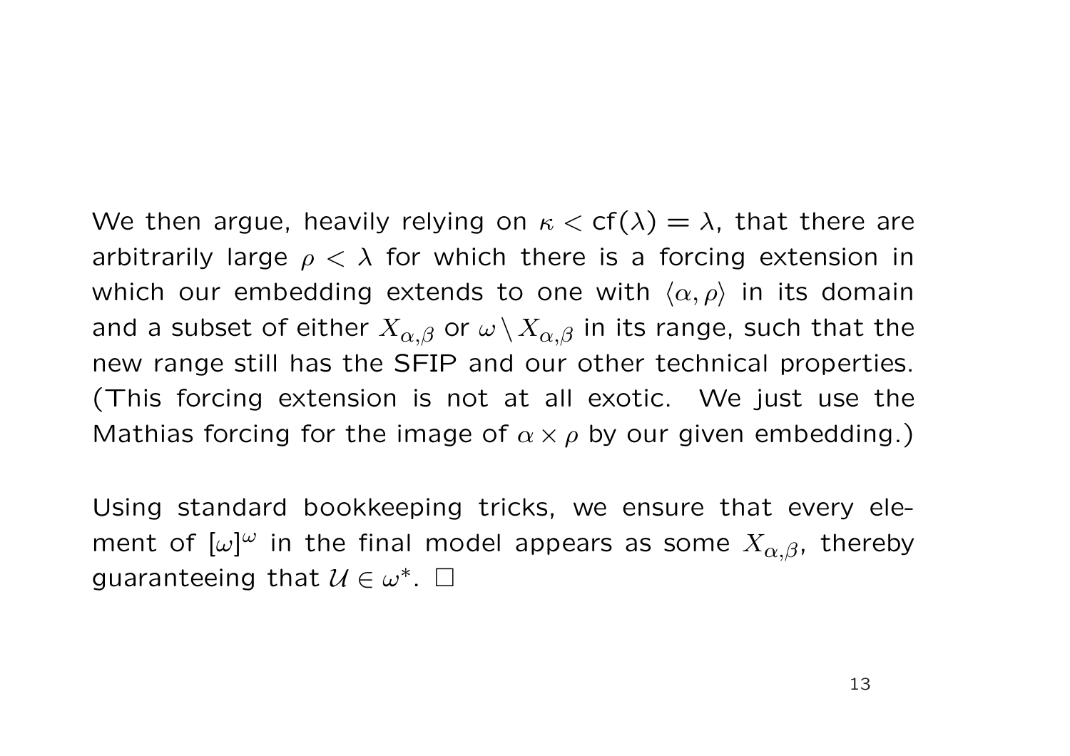We then argue, heavily relying on $\kappa < \mathrm{cf}(\lambda) = \lambda$, that there are arbitrarily large $\rho < \lambda$ for which there is a forcing extension in which our embedding extends to one with $\langle \alpha, \rho \rangle$ in its domain and a subset of either $X_{\alpha,\beta}$ or $\omega \setminus X_{\alpha,\beta}$ in its range, such that the new range still has the SFIP and our other technical properties. (This forcing extension is not at all exotic. We just use the Mathias forcing for the image of $\alpha \times \rho$ by our given embedding.)

Using standard bookkeeping tricks, we ensure that every element of $[\omega]^\omega$ in the final model appears as some $X_{\alpha,\beta}$, thereby guaranteeing that $\mathcal{U} \in \omega^*$. $\Box$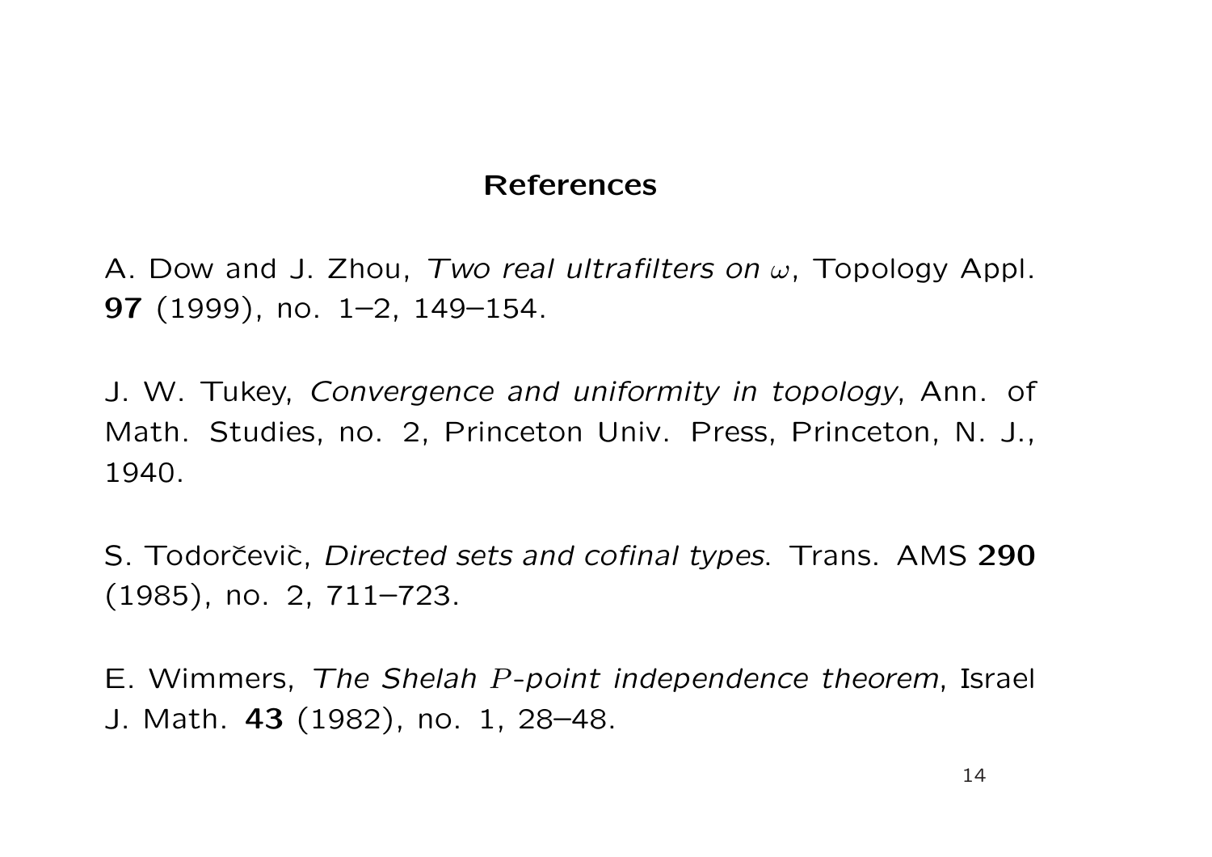## References

A. Dow and J. Zhou, *Two real ultrafilters on $\omega$*, Topology Appl. **97** (1999), no. 1–2, 149–154.

J. W. Tukey, *Convergence and uniformity in topology*, Ann. of Math. Studies, no. 2, Princeton Univ. Press, Princeton, N. J., 1940.

S. Todorčevič, *Directed sets and cofinal types.* Trans. AMS **290** (1985), no. 2, 711–723.

E. Wimmers, *The Shelah $P$-point independence theorem*, Israel J. Math. **43** (1982), no. 1, 28–48.